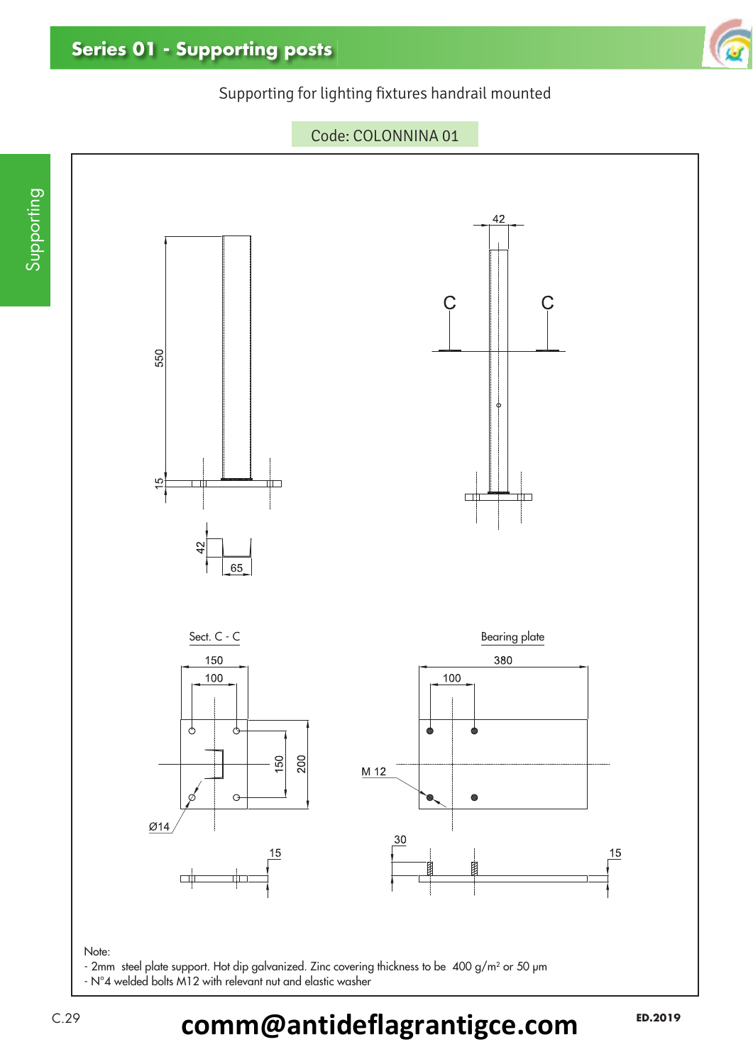# Series 01 - Supporting posts

Supporting for lighting fixtures handrail mounted

Code: COLONNINA 01

550

15

42

65

42

C

C

Sect. C - C

150

100

150

200

Ø14

15

Bearing plate

380

100

M 12

30

15

Note:
- 2mm steel plate support. Hot dip galvanized. Zinc covering thickness to be 400 g/m² or 50 μm
- N°4 welded bolts M12 with relevant nut and elastic washer

**comm@antideflagrantigce.com**

**ED.2019**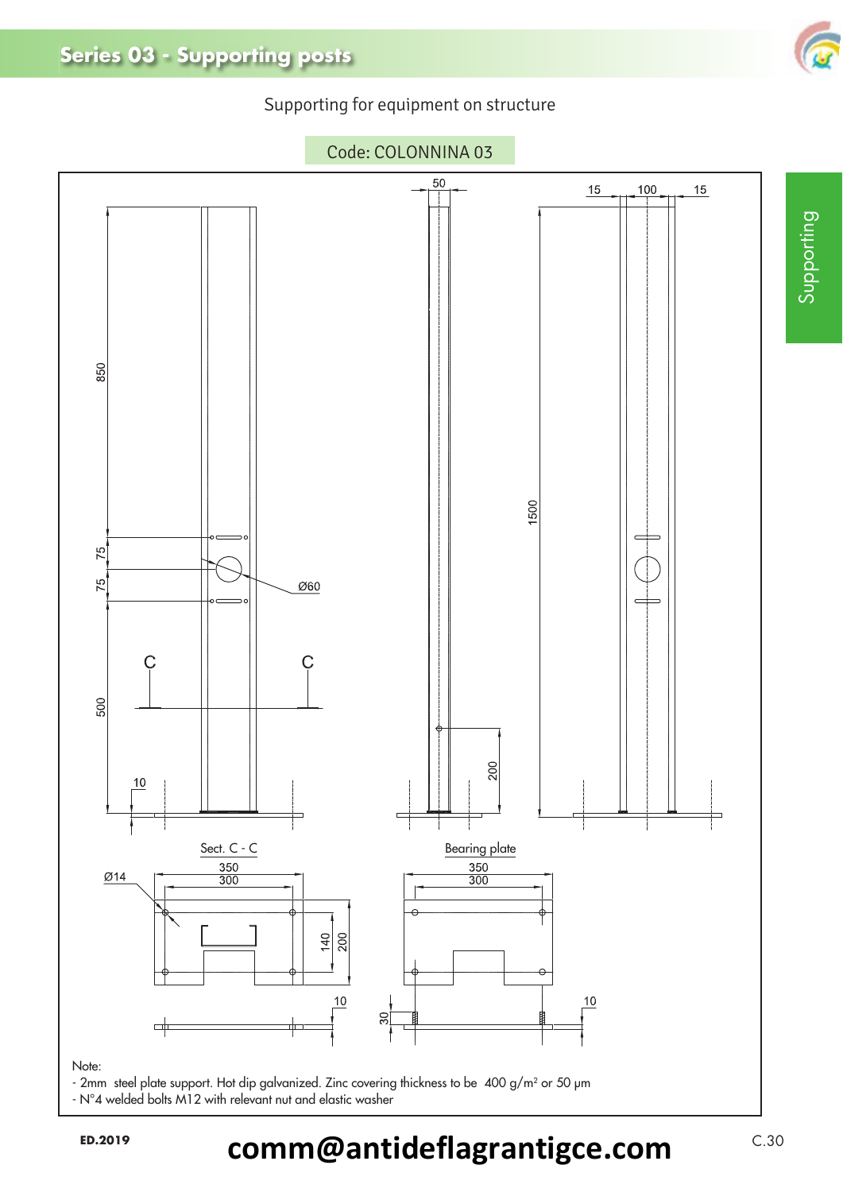# Series 03 - Supporting posts

Supporting for equipment on structure

Code: COLONNINA 03

Sect. C - C

Bearing plate

Note:

- 2mm steel plate support. Hot dip galvanized. Zinc covering thickness to be 400 g/m² or 50 μm
- N°4 welded bolts M12 with relevant nut and elastic washer

ED.2019

**comm@antideflagrantigce.com**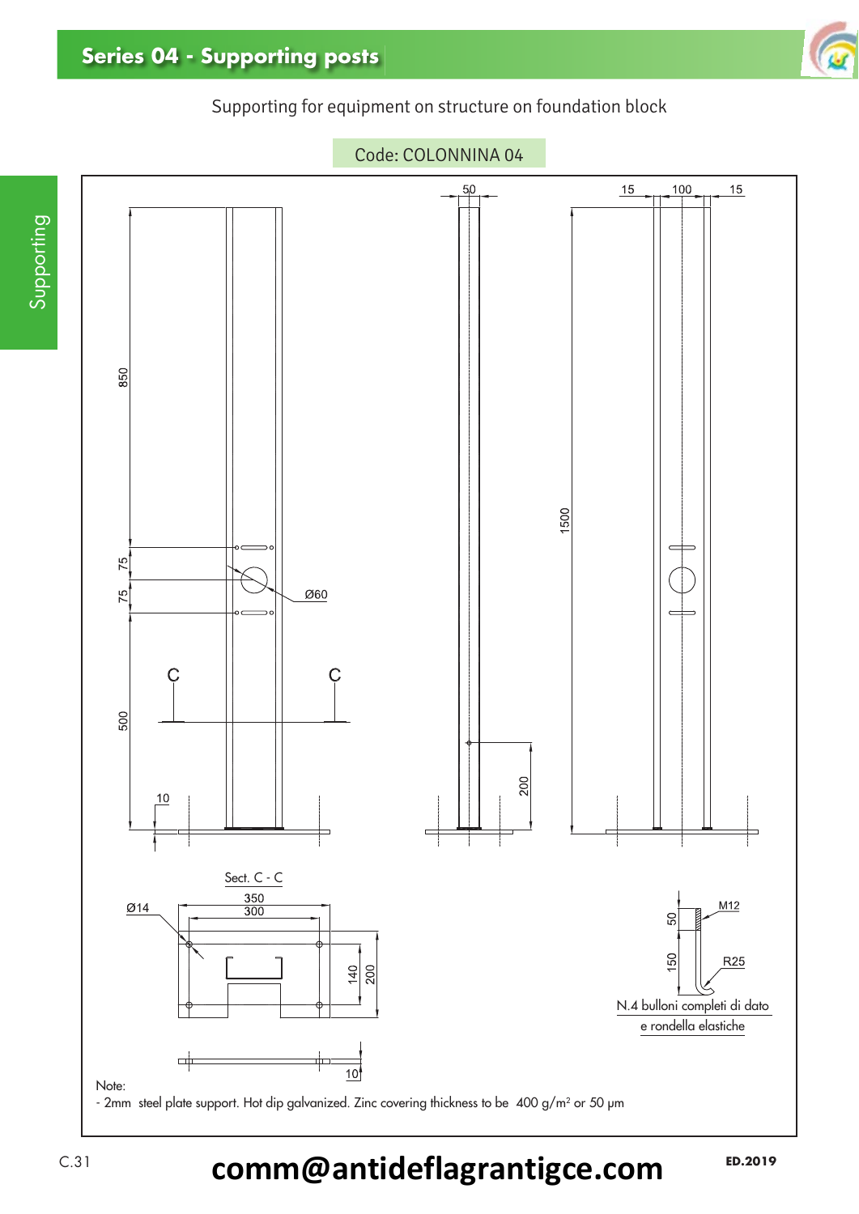# Series 04 - Supporting posts

Supporting for equipment on structure on foundation block

Code: COLONNINA 04

850

75

75

Ø60

C C

500

10

50

200

15 100 15

1500

Sect. C - C

Ø14

350

300

140

200

10

M12

50

150

R25

N.4 bulloni completi di dato e rondella elastiche

Note:
- 2mm steel plate support. Hot dip galvanized. Zinc covering thickness to be 400 g/m² or 50 μm

comm@antideflagrantigce.com

ED.2019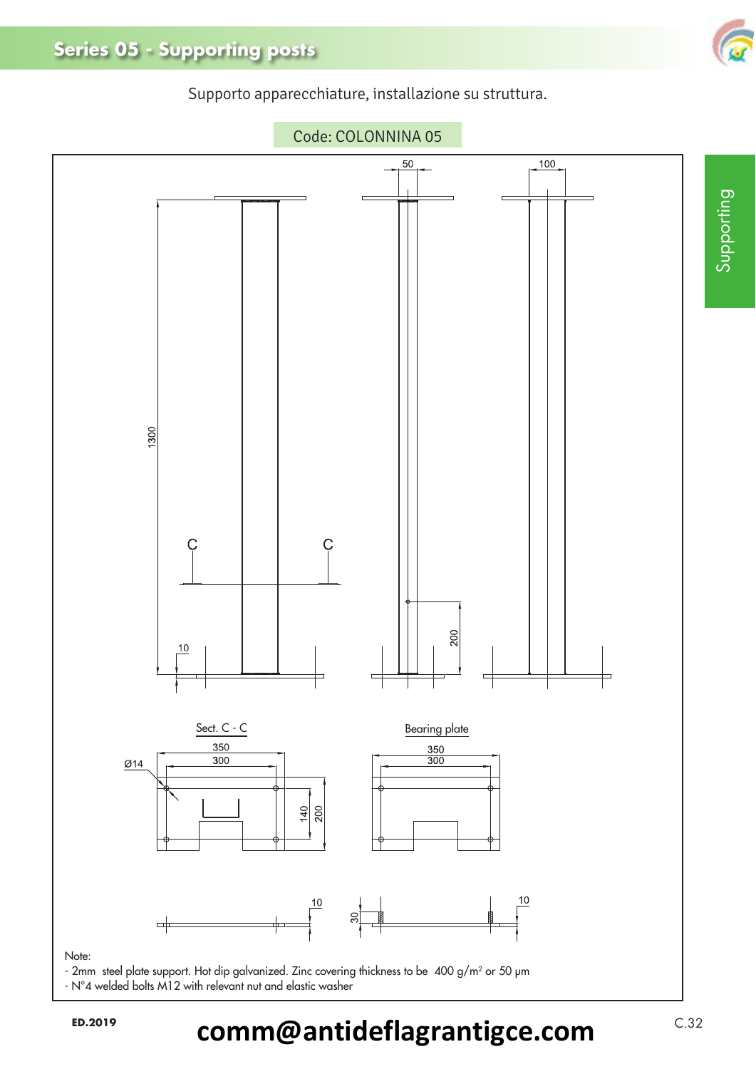# Series 05 - Supporting posts

Supporto apparecchiature, installazione su struttura.

Code: COLONNINA 05

Sect. C - C

Bearing plate

Note:
- 2mm steel plate support. Hot dip galvanized. Zinc covering thickness to be 400 g/m² or 50 μm
- N°4 welded bolts M12 with relevant nut and elastic washer

ED.2019

comm@antideflagrantigce.com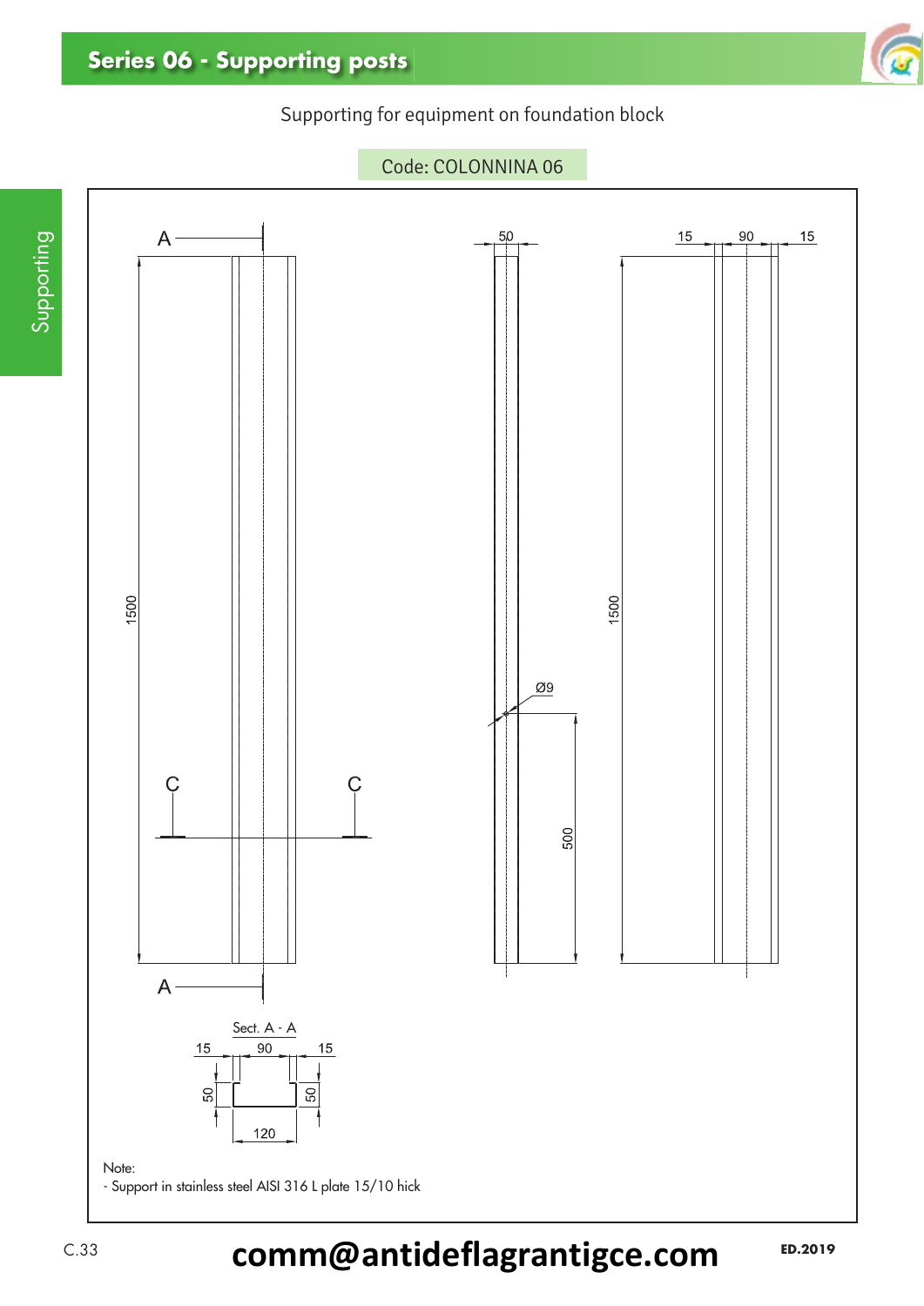# Series 06 - Supporting posts

Supporting for equipment on foundation block

Code: COLONNINA 06

A

1500

C C

A

50

Ø9

500

15 90 15

1500

Sect. A - A

15 90 15

50 50

120

Note:
- Support in stainless steel AISI 316 L plate 15/10 hick

**comm@antideflagrantigce.com**

ED.2019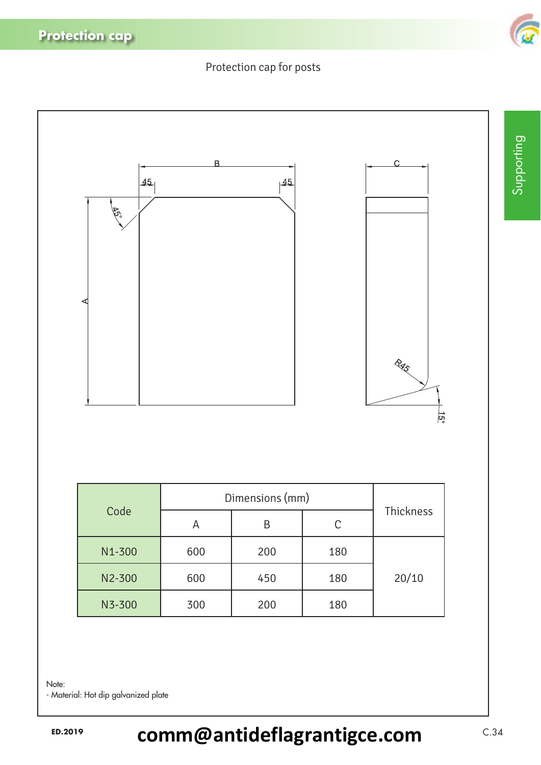# Protection cap

Protection cap for posts

B

45

45

45°

A

C

R45

15°

| Code | Dimensions (mm) | | | Thickness |
|---|---|---|---|---|
| | A | B | C | |
| N1-300 | 600 | 200 | 180 | 20/10 |
| N2-300 | 600 | 450 | 180 | |
| N3-300 | 300 | 200 | 180 | |

Note:
- Material: Hot dip galvanized plate